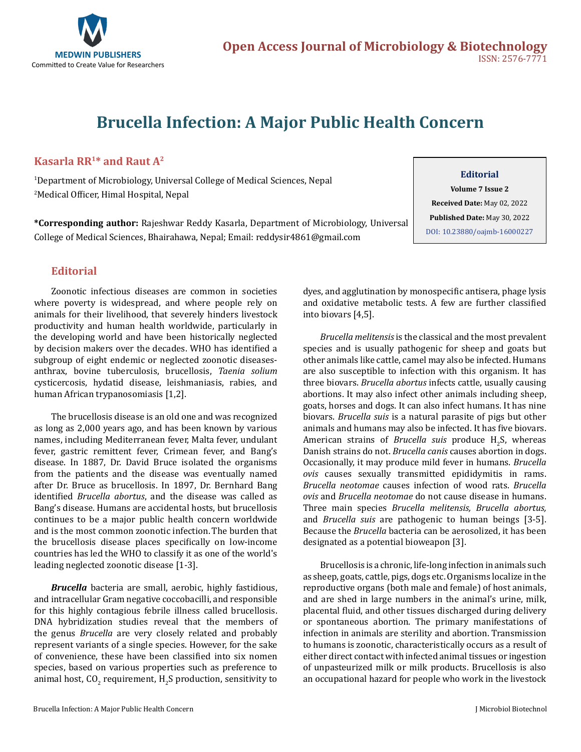# Brucella Infection: A Major Public Health Concern

**Kasarla RR[1]* and Raut A[2]**

[1]Department of Microbiology, Universal College of Medical Sciences, Nepal
[2]Medical Officer, Himal Hospital, Nepal

**\*Corresponding author:** Rajeshwar Reddy Kasarla, Department of Microbiology, Universal College of Medical Sciences, Bhairahawa, Nepal; Email: reddysir4861@gmail.com

**Editorial**
**Volume 7 Issue 2**
**Received Date:** May 02, 2022
**Published Date:** May 30, 2022
DOI: 10.23880/oajmb-16000227

## Editorial

Zoonotic infectious diseases are common in societies where poverty is widespread, and where people rely on animals for their livelihood, that severely hinders livestock productivity and human health worldwide, particularly in the developing world and have been historically neglected by decision makers over the decades. WHO has identified a subgroup of eight endemic or neglected zoonotic diseases-anthrax, bovine tuberculosis, brucellosis, *Taenia solium* cysticercosis, hydatid disease, leishmaniasis, rabies, and human African trypanosomiasis [1,2].

The brucellosis disease is an old one and was recognized as long as 2,000 years ago, and has been known by various names, including Mediterranean fever, Malta fever, undulant fever, gastric remittent fever, Crimean fever, and Bang's disease. In 1887, Dr. David Bruce isolated the organisms from the patients and the disease was eventually named after Dr. Bruce as brucellosis. In 1897, Dr. Bernhard Bang identified *Brucella abortus*, and the disease was called as Bang's disease. Humans are accidental hosts, but brucellosis continues to be a major public health concern worldwide and is the most common zoonotic infection. The burden that the brucellosis disease places specifically on low-income countries has led the WHO to classify it as one of the world's leading neglected zoonotic disease [1-3].

***Brucella*** bacteria are small, aerobic, highly fastidious, and intracellular Gram negative coccobacilli, and responsible for this highly contagious febrile illness called brucellosis. DNA hybridization studies reveal that the members of the genus *Brucella* are very closely related and probably represent variants of a single species. However, for the sake of convenience, these have been classified into six nomen species, based on various properties such as preference to animal host, $CO_2$ requirement, $H_2S$ production, sensitivity to dyes, and agglutination by monospecific antisera, phage lysis and oxidative metabolic tests. A few are further classified into biovars [4,5].

*Brucella melitensis* is the classical and the most prevalent species and is usually pathogenic for sheep and goats but other animals like cattle, camel may also be infected. Humans are also susceptible to infection with this organism. It has three biovars. *Brucella abortus* infects cattle, usually causing abortions. It may also infect other animals including sheep, goats, horses and dogs. It can also infect humans. It has nine biovars. *Brucella suis* is a natural parasite of pigs but other animals and humans may also be infected. It has five biovars. American strains of *Brucella suis* produce $H_2S$, whereas Danish strains do not. *Brucella canis* causes abortion in dogs. Occasionally, it may produce mild fever in humans. *Brucella ovis* causes sexually transmitted epididymitis in rams. *Brucella neotomae* causes infection of wood rats. *Brucella ovis* and *Brucella neotomae* do not cause disease in humans. Three main species *Brucella melitensis, Brucella abortus,* and *Brucella suis* are pathogenic to human beings [3-5]. Because the *Brucella* bacteria can be aerosolized, it has been designated as a potential bioweapon [3].

Brucellosis is a chronic, life-long infection in animals such as sheep, goats, cattle, pigs, dogs etc. Organisms localize in the reproductive organs (both male and female) of host animals, and are shed in large numbers in the animal's urine, milk, placental fluid, and other tissues discharged during delivery or spontaneous abortion. The primary manifestations of infection in animals are sterility and abortion. Transmission to humans is zoonotic, characteristically occurs as a result of either direct contact with infected animal tissues or ingestion of unpasteurized milk or milk products. Brucellosis is also an occupational hazard for people who work in the livestock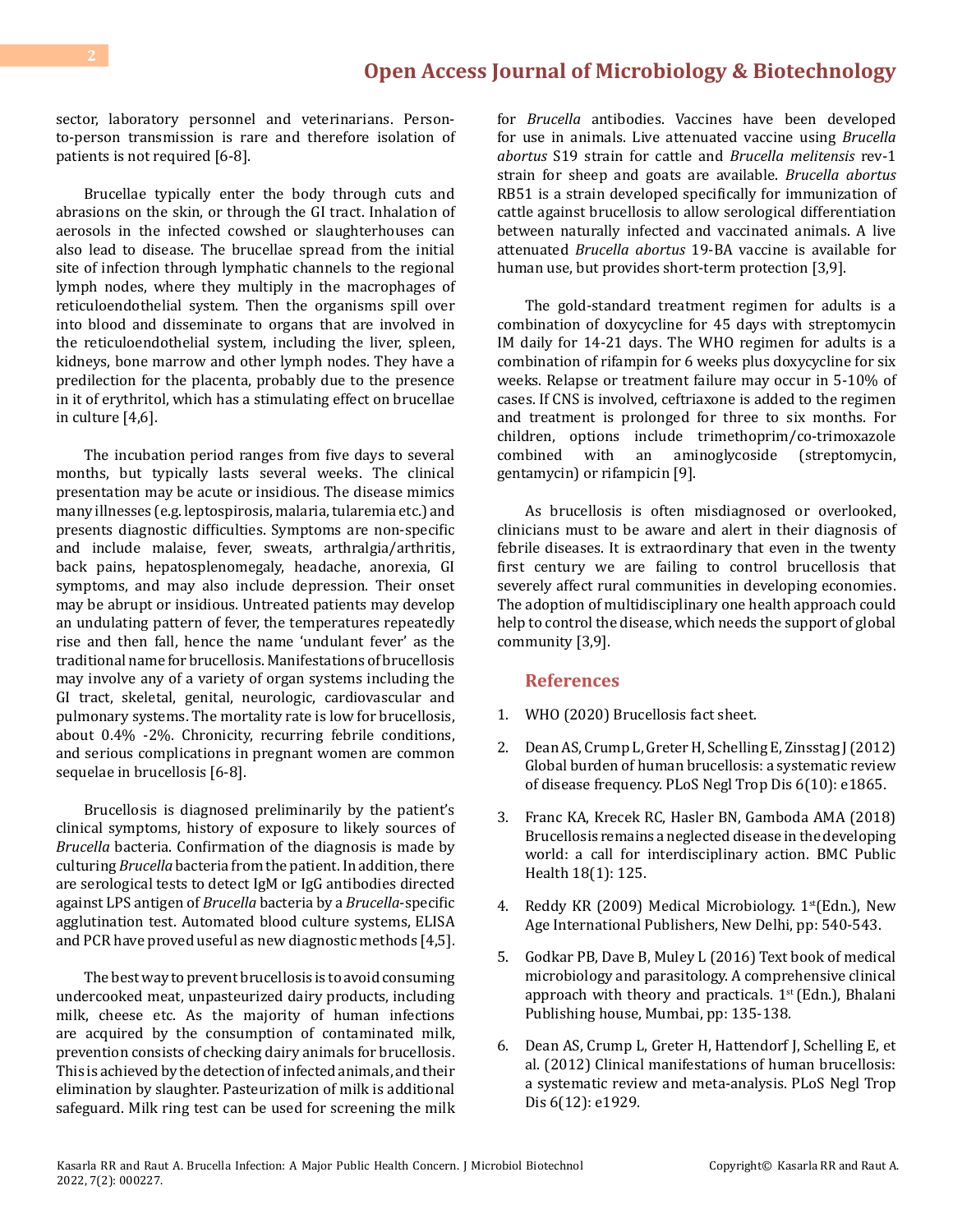sector, laboratory personnel and veterinarians. Person-to-person transmission is rare and therefore isolation of patients is not required [6-8].

Brucellae typically enter the body through cuts and abrasions on the skin, or through the GI tract. Inhalation of aerosols in the infected cowshed or slaughterhouses can also lead to disease. The brucellae spread from the initial site of infection through lymphatic channels to the regional lymph nodes, where they multiply in the macrophages of reticuloendothelial system. Then the organisms spill over into blood and disseminate to organs that are involved in the reticuloendothelial system, including the liver, spleen, kidneys, bone marrow and other lymph nodes. They have a predilection for the placenta, probably due to the presence in it of erythritol, which has a stimulating effect on brucellae in culture [4,6].

The incubation period ranges from five days to several months, but typically lasts several weeks. The clinical presentation may be acute or insidious. The disease mimics many illnesses (e.g. leptospirosis, malaria, tularemia etc.) and presents diagnostic difficulties. Symptoms are non-specific and include malaise, fever, sweats, arthralgia/arthritis, back pains, hepatosplenomegaly, headache, anorexia, GI symptoms, and may also include depression. Their onset may be abrupt or insidious. Untreated patients may develop an undulating pattern of fever, the temperatures repeatedly rise and then fall, hence the name 'undulant fever' as the traditional name for brucellosis. Manifestations of brucellosis may involve any of a variety of organ systems including the GI tract, skeletal, genital, neurologic, cardiovascular and pulmonary systems. The mortality rate is low for brucellosis, about 0.4% -2%. Chronicity, recurring febrile conditions, and serious complications in pregnant women are common sequelae in brucellosis [6-8].

Brucellosis is diagnosed preliminarily by the patient's clinical symptoms, history of exposure to likely sources of *Brucella* bacteria. Confirmation of the diagnosis is made by culturing *Brucella* bacteria from the patient. In addition, there are serological tests to detect IgM or IgG antibodies directed against LPS antigen of *Brucella* bacteria by a *Brucella*-specific agglutination test. Automated blood culture systems, ELISA and PCR have proved useful as new diagnostic methods [4,5].

The best way to prevent brucellosis is to avoid consuming undercooked meat, unpasteurized dairy products, including milk, cheese etc. As the majority of human infections are acquired by the consumption of contaminated milk, prevention consists of checking dairy animals for brucellosis. This is achieved by the detection of infected animals, and their elimination by slaughter. Pasteurization of milk is additional safeguard. Milk ring test can be used for screening the milk for *Brucella* antibodies. Vaccines have been developed for use in animals. Live attenuated vaccine using *Brucella abortus* S19 strain for cattle and *Brucella melitensis* rev-1 strain for sheep and goats are available. *Brucella abortus* RB51 is a strain developed specifically for immunization of cattle against brucellosis to allow serological differentiation between naturally infected and vaccinated animals. A live attenuated *Brucella abortus* 19-BA vaccine is available for human use, but provides short-term protection [3,9].

The gold-standard treatment regimen for adults is a combination of doxycycline for 45 days with streptomycin IM daily for 14-21 days. The WHO regimen for adults is a combination of rifampin for 6 weeks plus doxycycline for six weeks. Relapse or treatment failure may occur in 5-10% of cases. If CNS is involved, ceftriaxone is added to the regimen and treatment is prolonged for three to six months. For children, options include trimethoprim/co-trimoxazole combined with an aminoglycoside (streptomycin, gentamycin) or rifampicin [9].

As brucellosis is often misdiagnosed or overlooked, clinicians must to be aware and alert in their diagnosis of febrile diseases. It is extraordinary that even in the twenty first century we are failing to control brucellosis that severely affect rural communities in developing economies. The adoption of multidisciplinary one health approach could help to control the disease, which needs the support of global community [3,9].

## References

1. WHO (2020) Brucellosis fact sheet.
2. Dean AS, Crump L, Greter H, Schelling E, Zinsstag J (2012) Global burden of human brucellosis: a systematic review of disease frequency. PLoS Negl Trop Dis 6(10): e1865.
3. Franc KA, Krecek RC, Hasler BN, Gamboda AMA (2018) Brucellosis remains a neglected disease in the developing world: a call for interdisciplinary action. BMC Public Health 18(1): 125.
4. Reddy KR (2009) Medical Microbiology. 1st (Edn.), New Age International Publishers, New Delhi, pp: 540-543.
5. Godkar PB, Dave B, Muley L (2016) Text book of medical microbiology and parasitology. A comprehensive clinical approach with theory and practicals. 1st (Edn.), Bhalani Publishing house, Mumbai, pp: 135-138.
6. Dean AS, Crump L, Greter H, Hattendorf J, Schelling E, et al. (2012) Clinical manifestations of human brucellosis: a systematic review and meta-analysis. PLoS Negl Trop Dis 6(12): e1929.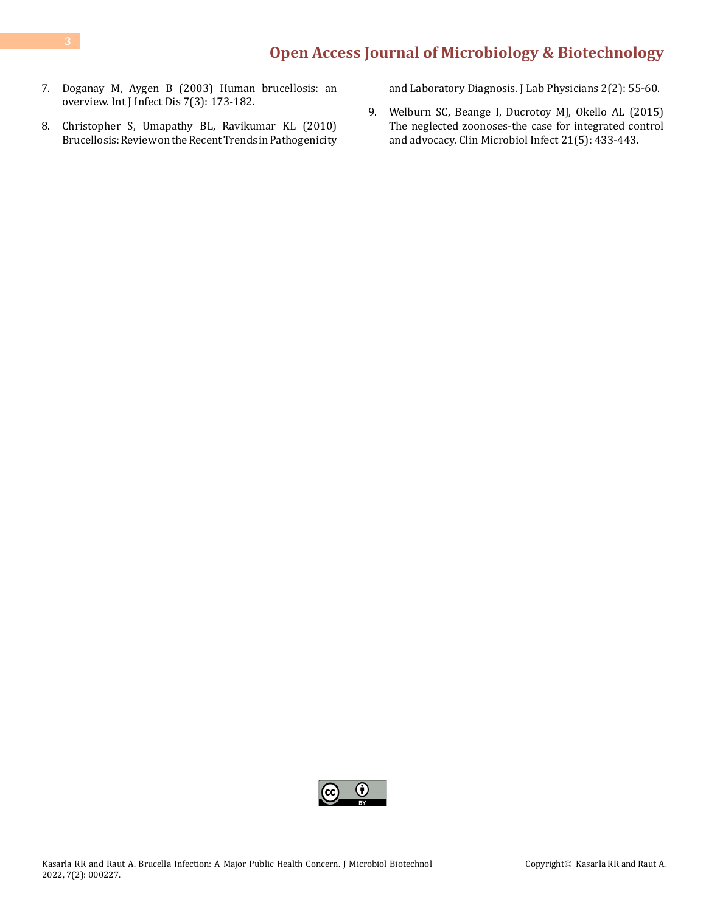7. Doganay M, Aygen B (2003) Human brucellosis: an overview. Int J Infect Dis 7(3): 173-182.

8. Christopher S, Umapathy BL, Ravikumar KL (2010) Brucellosis: Review on the Recent Trends in Pathogenicity and Laboratory Diagnosis. J Lab Physicians 2(2): 55-60.

9. Welburn SC, Beange I, Ducrotoy MJ, Okello AL (2015) The neglected zoonoses-the case for integrated control and advocacy. Clin Microbiol Infect 21(5): 433-443.